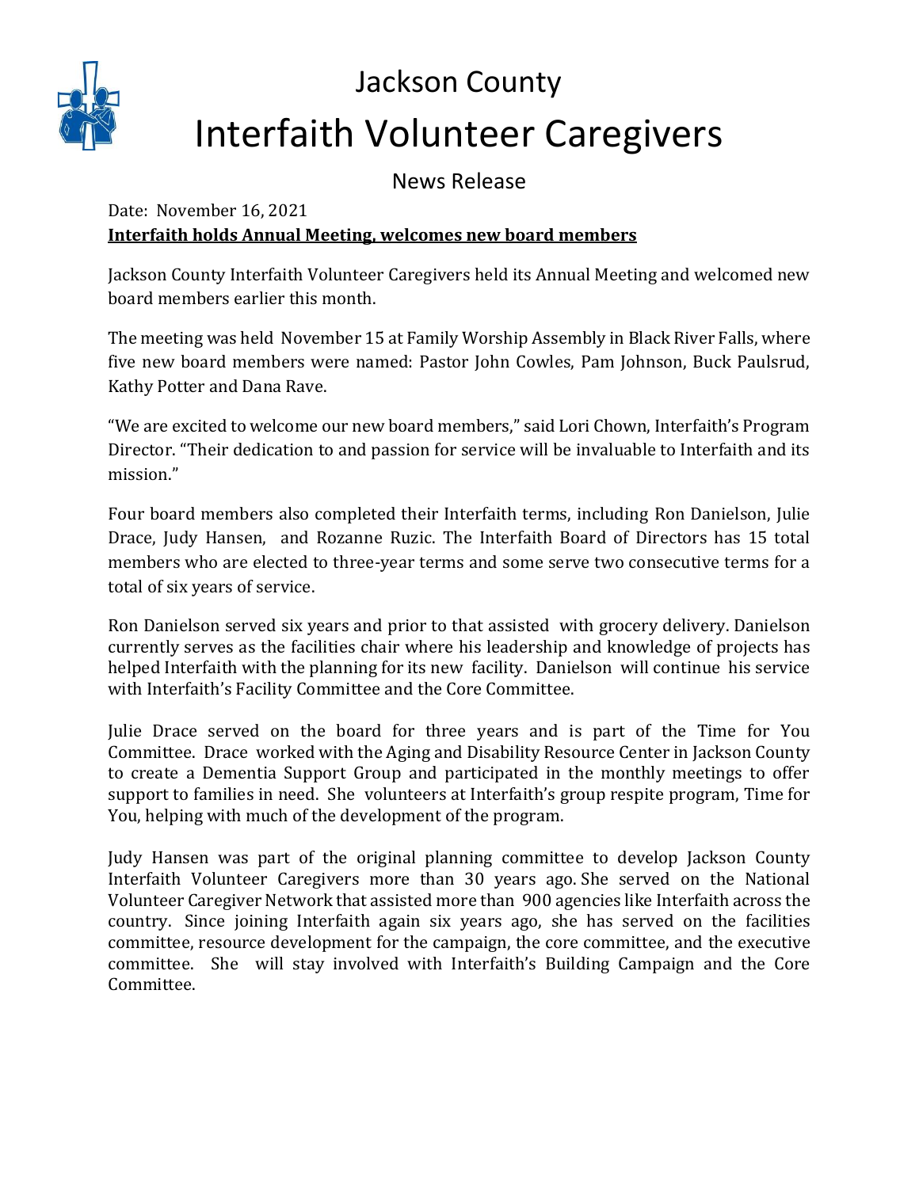# Jackson County

# Interfaith Volunteer Caregivers

## News Release

Date: November 16, 2021

**Interfaith holds Annual Meeting, welcomes new board members**

Jackson County Interfaith Volunteer Caregivers held its Annual Meeting and welcomed new board members earlier this month.

The meeting was held November 15 at Family Worship Assembly in Black River Falls, where five new board members were named: Pastor John Cowles, Pam Johnson, Buck Paulsrud, Kathy Potter and Dana Rave.

"We are excited to welcome our new board members," said Lori Chown, Interfaith's Program Director. "Their dedication to and passion for service will be invaluable to Interfaith and its mission."

Four board members also completed their Interfaith terms, including Ron Danielson, Julie Drace, Judy Hansen, and Rozanne Ruzic. The Interfaith Board of Directors has 15 total members who are elected to three-year terms and some serve two consecutive terms for a total of six years of service.

Ron Danielson served six years and prior to that assisted with grocery delivery. Danielson currently serves as the facilities chair where his leadership and knowledge of projects has helped Interfaith with the planning for its new facility. Danielson will continue his service with Interfaith's Facility Committee and the Core Committee.

Julie Drace served on the board for three years and is part of the Time for You Committee. Drace worked with the Aging and Disability Resource Center in Jackson County to create a Dementia Support Group and participated in the monthly meetings to offer support to families in need. She volunteers at Interfaith's group respite program, Time for You, helping with much of the development of the program.

Judy Hansen was part of the original planning committee to develop Jackson County Interfaith Volunteer Caregivers more than 30 years ago. She served on the National Volunteer Caregiver Network that assisted more than 900 agencies like Interfaith across the country. Since joining Interfaith again six years ago, she has served on the facilities committee, resource development for the campaign, the core committee, and the executive committee. She will stay involved with Interfaith's Building Campaign and the Core Committee.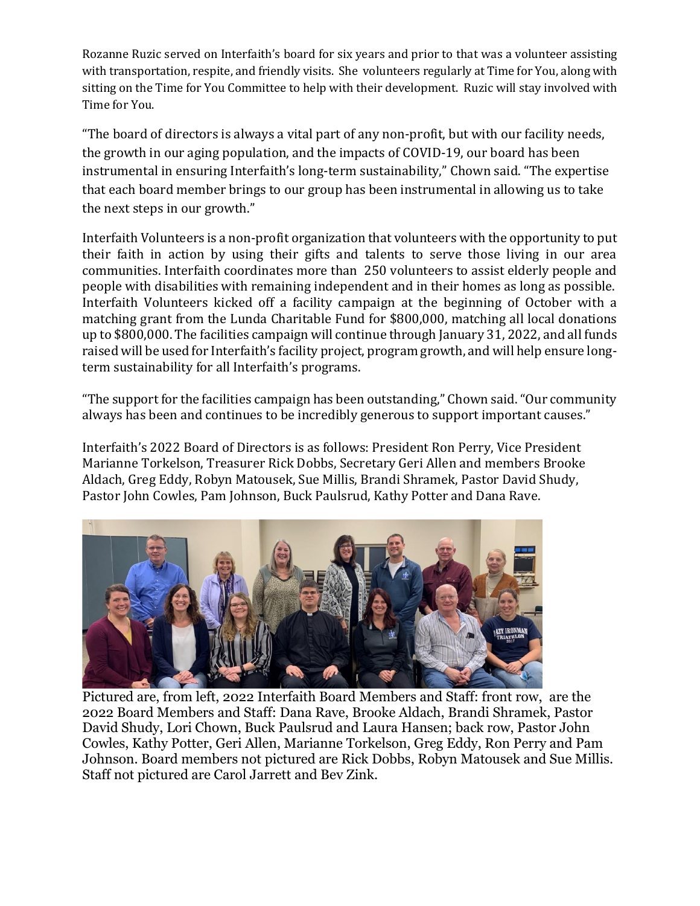Rozanne Ruzic served on Interfaith's board for six years and prior to that was a volunteer assisting with transportation, respite, and friendly visits. She volunteers regularly at Time for You, along with sitting on the Time for You Committee to help with their development. Ruzic will stay involved with Time for You.

"The board of directors is always a vital part of any non-profit, but with our facility needs, the growth in our aging population, and the impacts of COVID-19, our board has been instrumental in ensuring Interfaith's long-term sustainability," Chown said. "The expertise that each board member brings to our group has been instrumental in allowing us to take the next steps in our growth."

Interfaith Volunteers is a non-profit organization that volunteers with the opportunity to put their faith in action by using their gifts and talents to serve those living in our area communities. Interfaith coordinates more than 250 volunteers to assist elderly people and people with disabilities with remaining independent and in their homes as long as possible. Interfaith Volunteers kicked off a facility campaign at the beginning of October with a matching grant from the Lunda Charitable Fund for $800,000, matching all local donations up to $800,000. The facilities campaign will continue through January 31, 2022, and all funds raised will be used for Interfaith's facility project, program growth, and will help ensure long-term sustainability for all Interfaith's programs.

"The support for the facilities campaign has been outstanding," Chown said. "Our community always has been and continues to be incredibly generous to support important causes."

Interfaith's 2022 Board of Directors is as follows: President Ron Perry, Vice President Marianne Torkelson, Treasurer Rick Dobbs, Secretary Geri Allen and members Brooke Aldach, Greg Eddy, Robyn Matousek, Sue Millis, Brandi Shramek, Pastor David Shudy, Pastor John Cowles, Pam Johnson, Buck Paulsrud, Kathy Potter and Dana Rave.

Pictured are, from left, 2022 Interfaith Board Members and Staff: front row, are the 2022 Board Members and Staff: Dana Rave, Brooke Aldach, Brandi Shramek, Pastor David Shudy, Lori Chown, Buck Paulsrud and Laura Hansen; back row, Pastor John Cowles, Kathy Potter, Geri Allen, Marianne Torkelson, Greg Eddy, Ron Perry and Pam Johnson. Board members not pictured are Rick Dobbs, Robyn Matousek and Sue Millis. Staff not pictured are Carol Jarrett and Bev Zink.